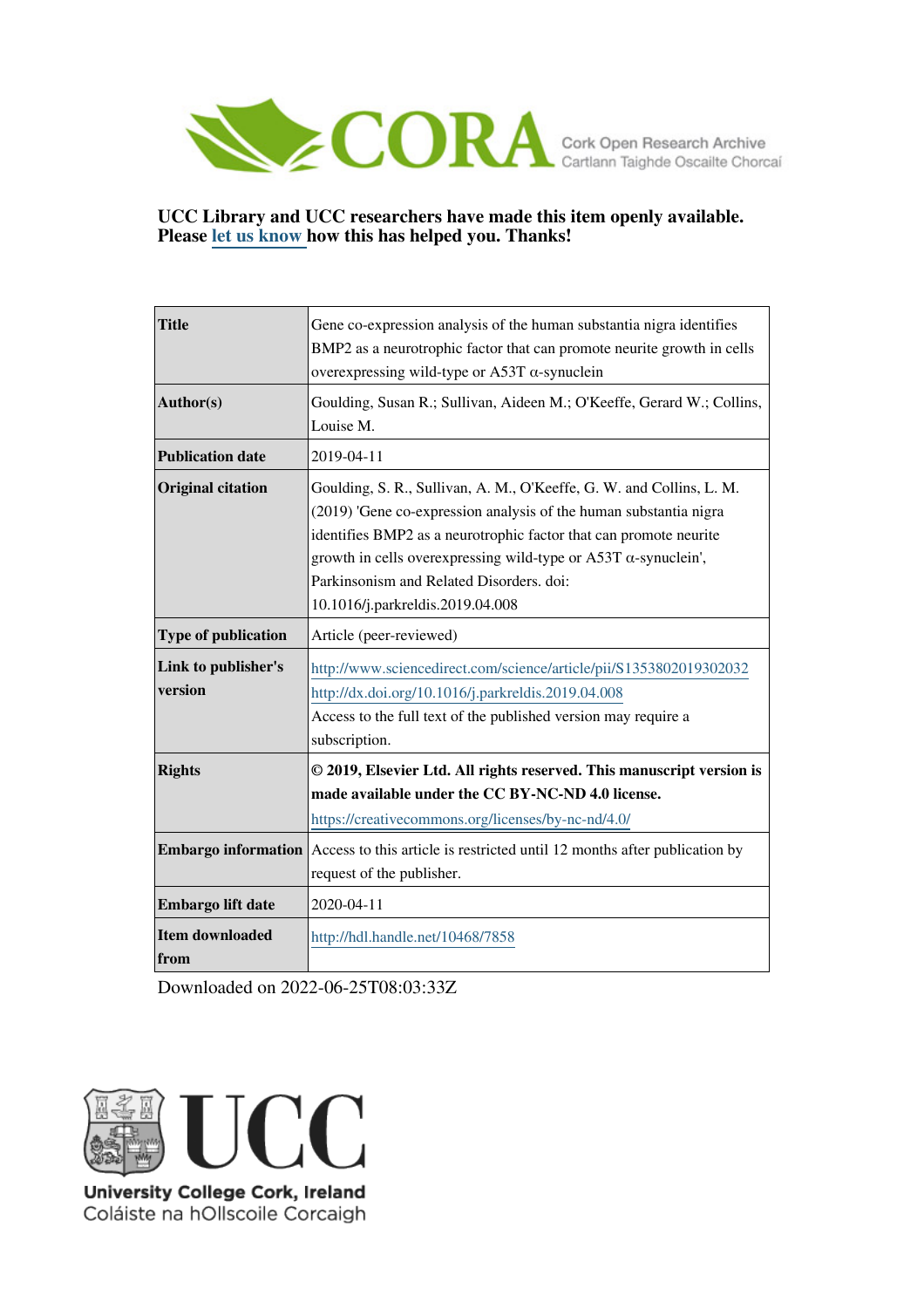CORA Cork Open Research Archive
Cartlann Taighde Oscailte Chorcaí

**UCC Library and UCC researchers have made this item openly available. Please let us know how this has helped you. Thanks!**

| | |
|---|---|
| **Title** | Gene co-expression analysis of the human substantia nigra identifies BMP2 as a neurotrophic factor that can promote neurite growth in cells overexpressing wild-type or A53T α-synuclein |
| **Author(s)** | Goulding, Susan R.; Sullivan, Aideen M.; O'Keeffe, Gerard W.; Collins, Louise M. |
| **Publication date** | 2019-04-11 |
| **Original citation** | Goulding, S. R., Sullivan, A. M., O'Keeffe, G. W. and Collins, L. M. (2019) 'Gene co-expression analysis of the human substantia nigra identifies BMP2 as a neurotrophic factor that can promote neurite growth in cells overexpressing wild-type or A53T α-synuclein', Parkinsonism and Related Disorders. doi: 10.1016/j.parkreldis.2019.04.008 |
| **Type of publication** | Article (peer-reviewed) |
| **Link to publisher's version** | http://www.sciencedirect.com/science/article/pii/S1353802019302032 http://dx.doi.org/10.1016/j.parkreldis.2019.04.008 Access to the full text of the published version may require a subscription. |
| **Rights** | **© 2019, Elsevier Ltd. All rights reserved. This manuscript version is made available under the CC BY-NC-ND 4.0 license.** https://creativecommons.org/licenses/by-nc-nd/4.0/ |
| **Embargo information** | Access to this article is restricted until 12 months after publication by request of the publisher. |
| **Embargo lift date** | 2020-04-11 |
| **Item downloaded from** | http://hdl.handle.net/10468/7858 |

Downloaded on 2022-06-25T08:03:33Z

UCC
University College Cork, Ireland
Coláiste na hOllscoile Corcaigh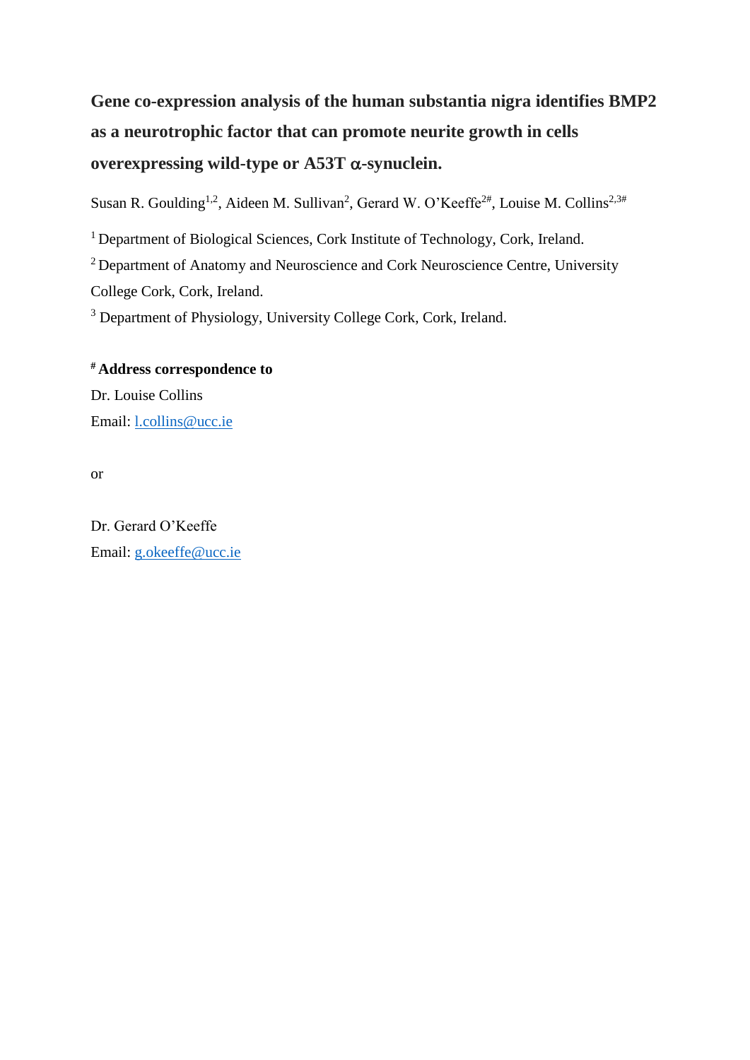# Gene co-expression analysis of the human substantia nigra identifies BMP2 as a neurotrophic factor that can promote neurite growth in cells overexpressing wild-type or A53T α-synuclein.

Susan R. Goulding[1,2], Aideen M. Sullivan[2], Gerard W. O'Keeffe[2#], Louise M. Collins[2,3#]

[1] Department of Biological Sciences, Cork Institute of Technology, Cork, Ireland.

[2] Department of Anatomy and Neuroscience and Cork Neuroscience Centre, University College Cork, Cork, Ireland.

[3] Department of Physiology, University College Cork, Cork, Ireland.

**[#] Address correspondence to**

Dr. Louise Collins

Email: l.collins@ucc.ie

or

Dr. Gerard O'Keeffe

Email: g.okeeffe@ucc.ie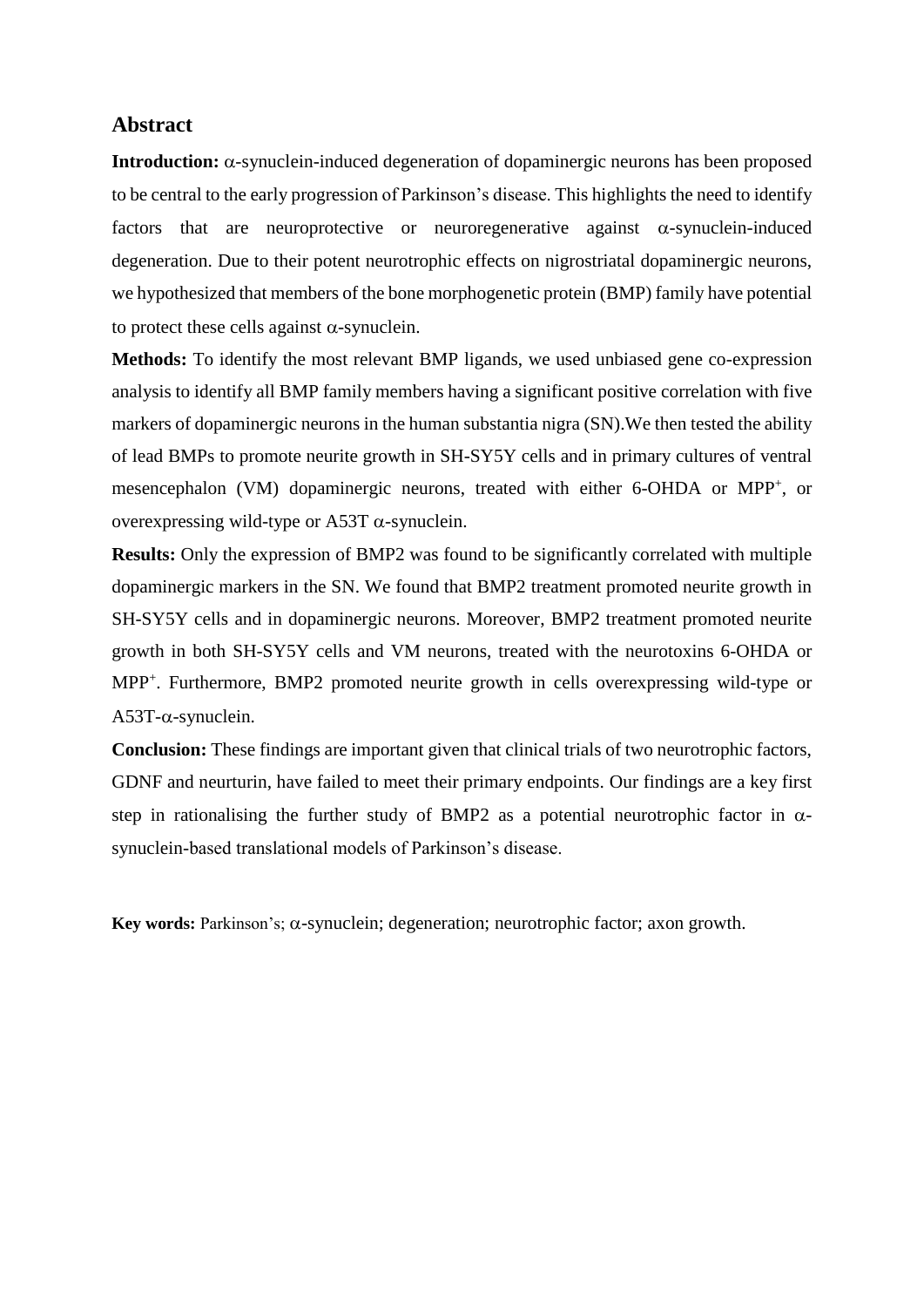## Abstract

**Introduction:** α-synuclein-induced degeneration of dopaminergic neurons has been proposed to be central to the early progression of Parkinson's disease. This highlights the need to identify factors that are neuroprotective or neuroregenerative against α-synuclein-induced degeneration. Due to their potent neurotrophic effects on nigrostriatal dopaminergic neurons, we hypothesized that members of the bone morphogenetic protein (BMP) family have potential to protect these cells against α-synuclein.

**Methods:** To identify the most relevant BMP ligands, we used unbiased gene co-expression analysis to identify all BMP family members having a significant positive correlation with five markers of dopaminergic neurons in the human substantia nigra (SN).We then tested the ability of lead BMPs to promote neurite growth in SH-SY5Y cells and in primary cultures of ventral mesencephalon (VM) dopaminergic neurons, treated with either 6-OHDA or $MPP^+$, or overexpressing wild-type or A53T α-synuclein.

**Results:** Only the expression of BMP2 was found to be significantly correlated with multiple dopaminergic markers in the SN. We found that BMP2 treatment promoted neurite growth in SH-SY5Y cells and in dopaminergic neurons. Moreover, BMP2 treatment promoted neurite growth in both SH-SY5Y cells and VM neurons, treated with the neurotoxins 6-OHDA or $MPP^+$. Furthermore, BMP2 promoted neurite growth in cells overexpressing wild-type or A53T-α-synuclein.

**Conclusion:** These findings are important given that clinical trials of two neurotrophic factors, GDNF and neurturin, have failed to meet their primary endpoints. Our findings are a key first step in rationalising the further study of BMP2 as a potential neurotrophic factor in α-synuclein-based translational models of Parkinson's disease.

**Key words:** Parkinson's; α-synuclein; degeneration; neurotrophic factor; axon growth.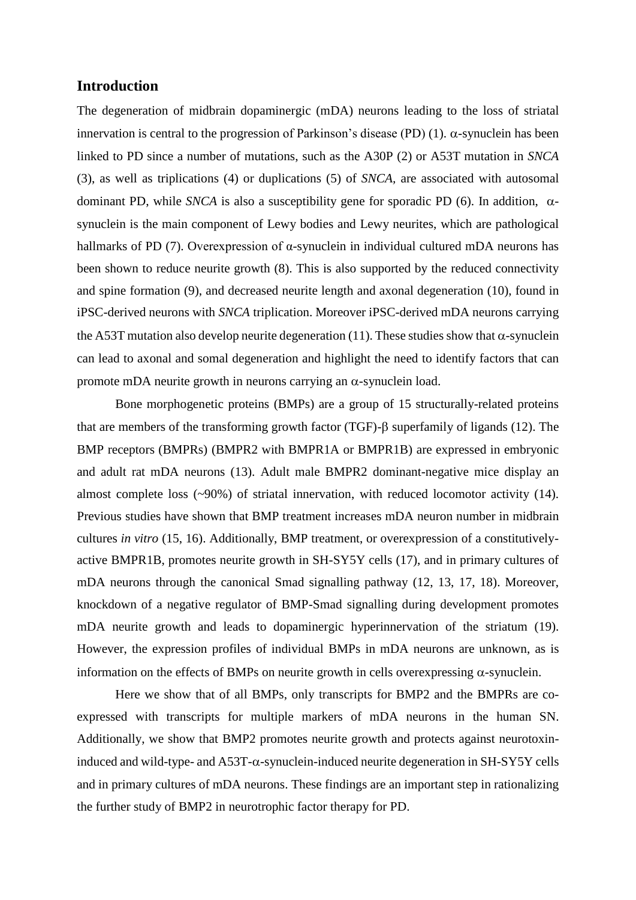## Introduction

The degeneration of midbrain dopaminergic (mDA) neurons leading to the loss of striatal innervation is central to the progression of Parkinson's disease (PD) (1). α-synuclein has been linked to PD since a number of mutations, such as the A30P (2) or A53T mutation in *SNCA* (3), as well as triplications (4) or duplications (5) of *SNCA*, are associated with autosomal dominant PD, while *SNCA* is also a susceptibility gene for sporadic PD (6). In addition, α-synuclein is the main component of Lewy bodies and Lewy neurites, which are pathological hallmarks of PD (7). Overexpression of α-synuclein in individual cultured mDA neurons has been shown to reduce neurite growth (8). This is also supported by the reduced connectivity and spine formation (9), and decreased neurite length and axonal degeneration (10), found in iPSC-derived neurons with *SNCA* triplication. Moreover iPSC-derived mDA neurons carrying the A53T mutation also develop neurite degeneration (11). These studies show that α-synuclein can lead to axonal and somal degeneration and highlight the need to identify factors that can promote mDA neurite growth in neurons carrying an α-synuclein load.

Bone morphogenetic proteins (BMPs) are a group of 15 structurally-related proteins that are members of the transforming growth factor (TGF)-β superfamily of ligands (12). The BMP receptors (BMPRs) (BMPR2 with BMPR1A or BMPR1B) are expressed in embryonic and adult rat mDA neurons (13). Adult male BMPR2 dominant-negative mice display an almost complete loss (~90%) of striatal innervation, with reduced locomotor activity (14). Previous studies have shown that BMP treatment increases mDA neuron number in midbrain cultures *in vitro* (15, 16). Additionally, BMP treatment, or overexpression of a constitutively-active BMPR1B, promotes neurite growth in SH-SY5Y cells (17), and in primary cultures of mDA neurons through the canonical Smad signalling pathway (12, 13, 17, 18). Moreover, knockdown of a negative regulator of BMP-Smad signalling during development promotes mDA neurite growth and leads to dopaminergic hyperinnervation of the striatum (19). However, the expression profiles of individual BMPs in mDA neurons are unknown, as is information on the effects of BMPs on neurite growth in cells overexpressing α-synuclein.

Here we show that of all BMPs, only transcripts for BMP2 and the BMPRs are co-expressed with transcripts for multiple markers of mDA neurons in the human SN. Additionally, we show that BMP2 promotes neurite growth and protects against neurotoxin-induced and wild-type- and A53T-α-synuclein-induced neurite degeneration in SH-SY5Y cells and in primary cultures of mDA neurons. These findings are an important step in rationalizing the further study of BMP2 in neurotrophic factor therapy for PD.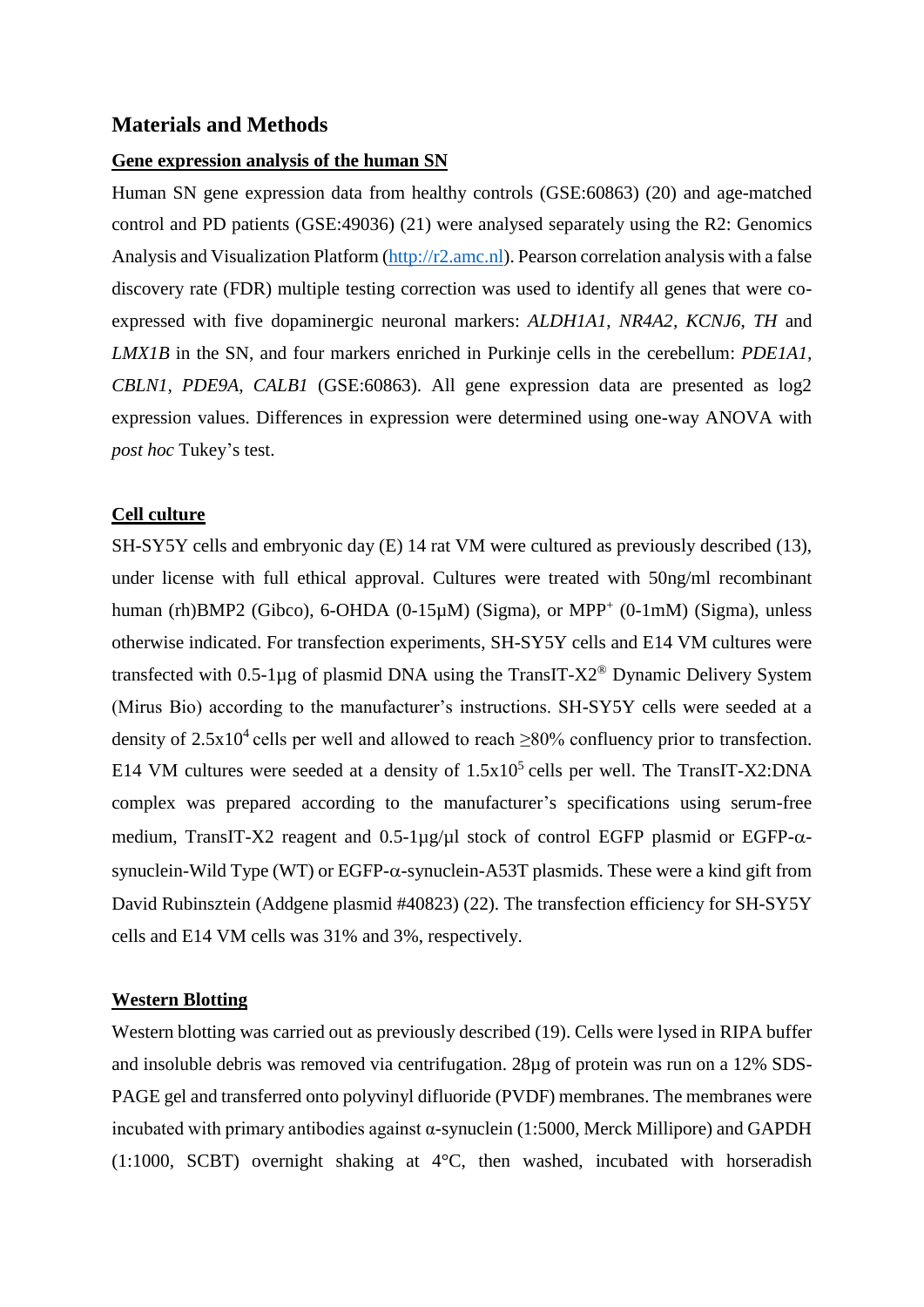## Materials and Methods

### Gene expression analysis of the human SN

Human SN gene expression data from healthy controls (GSE:60863) (20) and age-matched control and PD patients (GSE:49036) (21) were analysed separately using the R2: Genomics Analysis and Visualization Platform (http://r2.amc.nl). Pearson correlation analysis with a false discovery rate (FDR) multiple testing correction was used to identify all genes that were co-expressed with five dopaminergic neuronal markers: *ALDH1A1*, *NR4A2*, *KCNJ6*, *TH* and *LMX1B* in the SN, and four markers enriched in Purkinje cells in the cerebellum: *PDE1A1*, *CBLN1*, *PDE9A*, *CALB1* (GSE:60863). All gene expression data are presented as log2 expression values. Differences in expression were determined using one-way ANOVA with *post hoc* Tukey's test.

### Cell culture

SH-SY5Y cells and embryonic day (E) 14 rat VM were cultured as previously described (13), under license with full ethical approval. Cultures were treated with 50ng/ml recombinant human (rh)BMP2 (Gibco), 6-OHDA (0-15µM) (Sigma), or $MPP^+$ (0-1mM) (Sigma), unless otherwise indicated. For transfection experiments, SH-SY5Y cells and E14 VM cultures were transfected with 0.5-1µg of plasmid DNA using the TransIT-X2® Dynamic Delivery System (Mirus Bio) according to the manufacturer's instructions. SH-SY5Y cells were seeded at a density of $2.5x10^4$ cells per well and allowed to reach ≥80% confluency prior to transfection. E14 VM cultures were seeded at a density of $1.5x10^5$ cells per well. The TransIT-X2:DNA complex was prepared according to the manufacturer's specifications using serum-free medium, TransIT-X2 reagent and 0.5-1µg/µl stock of control EGFP plasmid or EGFP-α-synuclein-Wild Type (WT) or EGFP-α-synuclein-A53T plasmids. These were a kind gift from David Rubinsztein (Addgene plasmid #40823) (22). The transfection efficiency for SH-SY5Y cells and E14 VM cells was 31% and 3%, respectively.

### Western Blotting

Western blotting was carried out as previously described (19). Cells were lysed in RIPA buffer and insoluble debris was removed via centrifugation. 28µg of protein was run on a 12% SDS-PAGE gel and transferred onto polyvinyl difluoride (PVDF) membranes. The membranes were incubated with primary antibodies against α-synuclein (1:5000, Merck Millipore) and GAPDH (1:1000, SCBT) overnight shaking at 4°C, then washed, incubated with horseradish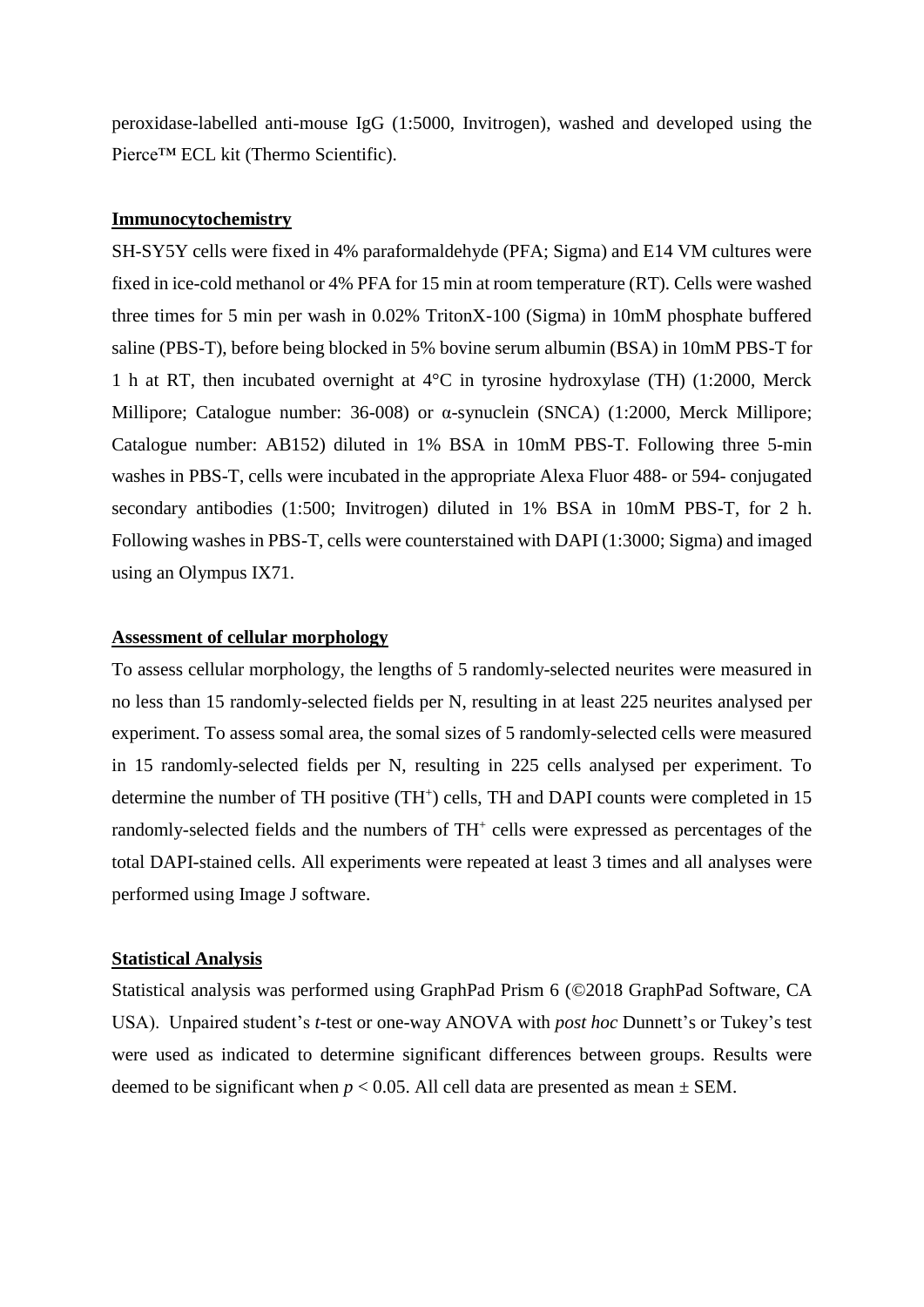peroxidase-labelled anti-mouse IgG (1:5000, Invitrogen), washed and developed using the Pierce™ ECL kit (Thermo Scientific).

## Immunocytochemistry

SH-SY5Y cells were fixed in 4% paraformaldehyde (PFA; Sigma) and E14 VM cultures were fixed in ice-cold methanol or 4% PFA for 15 min at room temperature (RT). Cells were washed three times for 5 min per wash in 0.02% TritonX-100 (Sigma) in 10mM phosphate buffered saline (PBS-T), before being blocked in 5% bovine serum albumin (BSA) in 10mM PBS-T for 1 h at RT, then incubated overnight at 4°C in tyrosine hydroxylase (TH) (1:2000, Merck Millipore; Catalogue number: 36-008) or α-synuclein (SNCA) (1:2000, Merck Millipore; Catalogue number: AB152) diluted in 1% BSA in 10mM PBS-T. Following three 5-min washes in PBS-T, cells were incubated in the appropriate Alexa Fluor 488- or 594- conjugated secondary antibodies (1:500; Invitrogen) diluted in 1% BSA in 10mM PBS-T, for 2 h. Following washes in PBS-T, cells were counterstained with DAPI (1:3000; Sigma) and imaged using an Olympus IX71.

## Assessment of cellular morphology

To assess cellular morphology, the lengths of 5 randomly-selected neurites were measured in no less than 15 randomly-selected fields per N, resulting in at least 225 neurites analysed per experiment. To assess somal area, the somal sizes of 5 randomly-selected cells were measured in 15 randomly-selected fields per N, resulting in 225 cells analysed per experiment. To determine the number of TH positive ($TH^+$) cells, TH and DAPI counts were completed in 15 randomly-selected fields and the numbers of $TH^+$ cells were expressed as percentages of the total DAPI-stained cells. All experiments were repeated at least 3 times and all analyses were performed using Image J software.

## Statistical Analysis

Statistical analysis was performed using GraphPad Prism 6 (©2018 GraphPad Software, CA USA). Unpaired student's *t*-test or one-way ANOVA with *post hoc* Dunnett's or Tukey's test were used as indicated to determine significant differences between groups. Results were deemed to be significant when $p < 0.05$. All cell data are presented as mean ± SEM.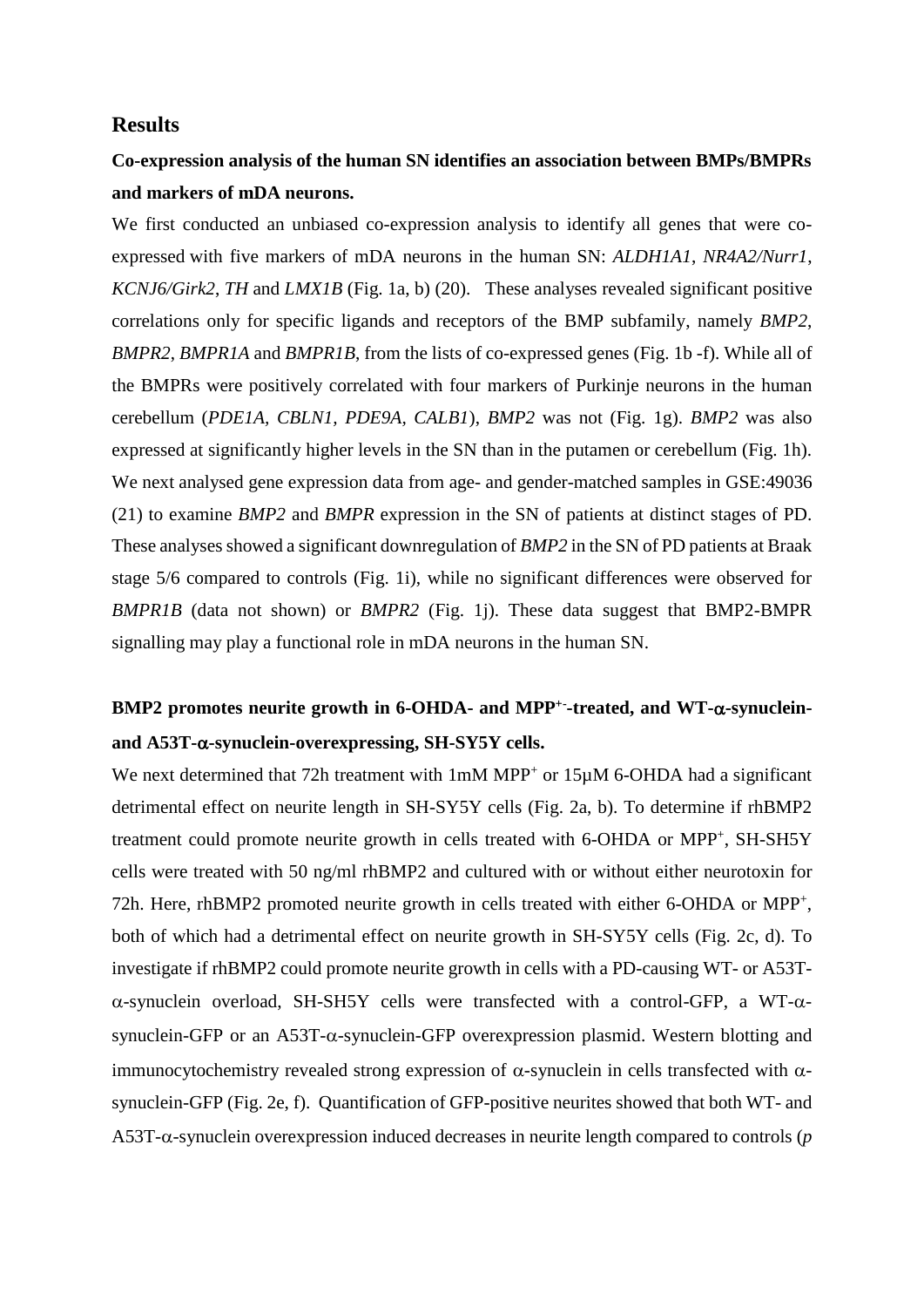## Results

### Co-expression analysis of the human SN identifies an association between BMPs/BMPRs and markers of mDA neurons.

We first conducted an unbiased co-expression analysis to identify all genes that were co-expressed with five markers of mDA neurons in the human SN: *ALDH1A1*, *NR4A2/Nurr1*, *KCNJ6/Girk2*, *TH* and *LMX1B* (Fig. 1a, b) (20). These analyses revealed significant positive correlations only for specific ligands and receptors of the BMP subfamily, namely *BMP2*, *BMPR2*, *BMPR1A* and *BMPR1B*, from the lists of co-expressed genes (Fig. 1b -f). While all of the BMPRs were positively correlated with four markers of Purkinje neurons in the human cerebellum (*PDE1A, CBLN1, PDE9A, CALB1*), *BMP2* was not (Fig. 1g). *BMP2* was also expressed at significantly higher levels in the SN than in the putamen or cerebellum (Fig. 1h). We next analysed gene expression data from age- and gender-matched samples in GSE:49036 (21) to examine *BMP2* and *BMPR* expression in the SN of patients at distinct stages of PD. These analyses showed a significant downregulation of *BMP2* in the SN of PD patients at Braak stage 5/6 compared to controls (Fig. 1i), while no significant differences were observed for *BMPR1B* (data not shown) or *BMPR2* (Fig. 1j). These data suggest that BMP2-BMPR signalling may play a functional role in mDA neurons in the human SN.

### BMP2 promotes neurite growth in 6-OHDA- and MPP$^{+}$-treated, and WT-$\alpha$-synuclein- and A53T-$\alpha$-synuclein-overexpressing, SH-SY5Y cells.

We next determined that 72h treatment with 1mM MPP$^{+}$ or 15µM 6-OHDA had a significant detrimental effect on neurite length in SH-SY5Y cells (Fig. 2a, b). To determine if rhBMP2 treatment could promote neurite growth in cells treated with 6-OHDA or MPP$^{+}$, SH-SH5Y cells were treated with 50 ng/ml rhBMP2 and cultured with or without either neurotoxin for 72h. Here, rhBMP2 promoted neurite growth in cells treated with either 6-OHDA or MPP$^{+}$, both of which had a detrimental effect on neurite growth in SH-SY5Y cells (Fig. 2c, d). To investigate if rhBMP2 could promote neurite growth in cells with a PD-causing WT- or A53T-$\alpha$-synuclein overload, SH-SH5Y cells were transfected with a control-GFP, a WT-$\alpha$-synuclein-GFP or an A53T-$\alpha$-synuclein-GFP overexpression plasmid. Western blotting and immunocytochemistry revealed strong expression of $\alpha$-synuclein in cells transfected with $\alpha$-synuclein-GFP (Fig. 2e, f). Quantification of GFP-positive neurites showed that both WT- and A53T-$\alpha$-synuclein overexpression induced decreases in neurite length compared to controls (*p*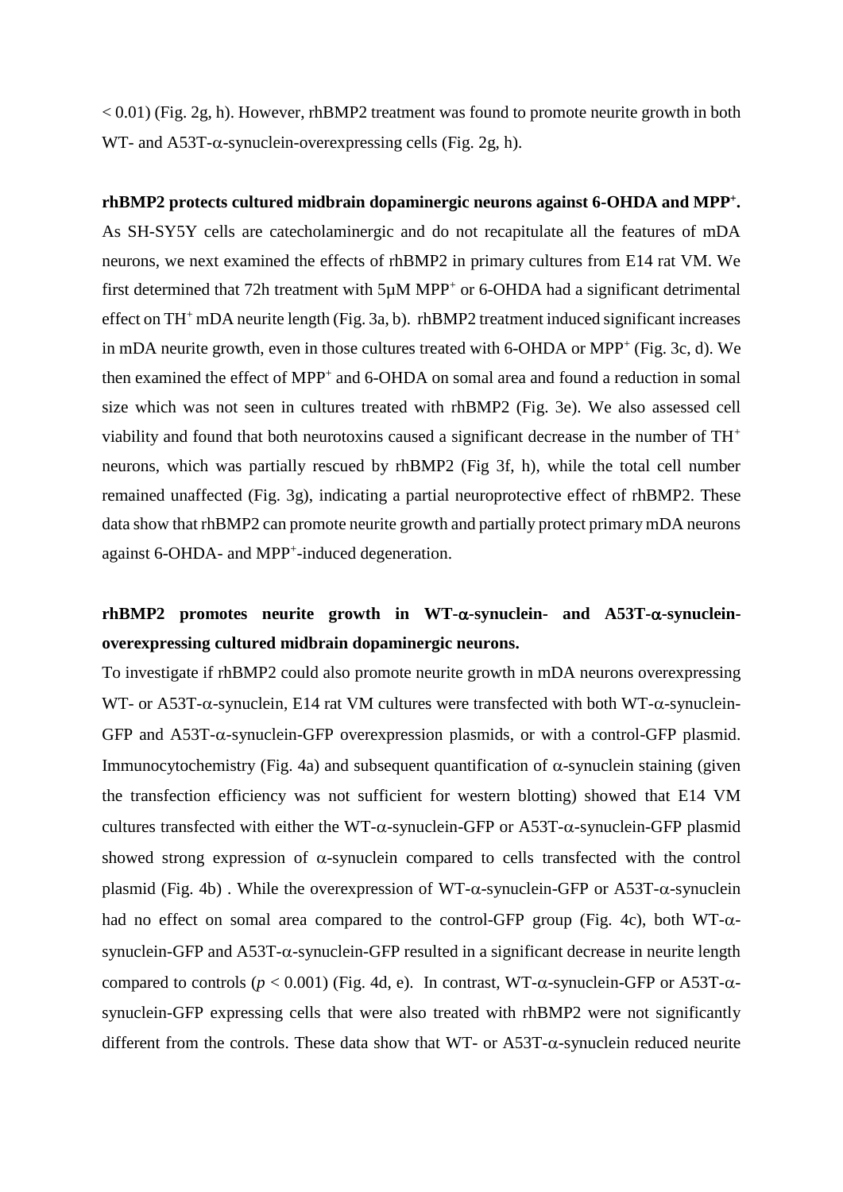$< 0.01$) (Fig. 2g, h). However, rhBMP2 treatment was found to promote neurite growth in both WT- and A53T-α-synuclein-overexpressing cells (Fig. 2g, h).

**rhBMP2 protects cultured midbrain dopaminergic neurons against 6-OHDA and $MPP^+$.**

As SH-SY5Y cells are catecholaminergic and do not recapitulate all the features of mDA neurons, we next examined the effects of rhBMP2 in primary cultures from E14 rat VM. We first determined that 72h treatment with 5µM $MPP^+$ or 6-OHDA had a significant detrimental effect on $TH^+$ mDA neurite length (Fig. 3a, b). rhBMP2 treatment induced significant increases in mDA neurite growth, even in those cultures treated with 6-OHDA or $MPP^+$ (Fig. 3c, d). We then examined the effect of $MPP^+$ and 6-OHDA on somal area and found a reduction in somal size which was not seen in cultures treated with rhBMP2 (Fig. 3e). We also assessed cell viability and found that both neurotoxins caused a significant decrease in the number of $TH^+$ neurons, which was partially rescued by rhBMP2 (Fig 3f, h), while the total cell number remained unaffected (Fig. 3g), indicating a partial neuroprotective effect of rhBMP2. These data show that rhBMP2 can promote neurite growth and partially protect primary mDA neurons against 6-OHDA- and $MPP^+$-induced degeneration.

**rhBMP2 promotes neurite growth in WT-α-synuclein- and A53T-α-synuclein-overexpressing cultured midbrain dopaminergic neurons.**

To investigate if rhBMP2 could also promote neurite growth in mDA neurons overexpressing WT- or A53T-α-synuclein, E14 rat VM cultures were transfected with both WT-α-synuclein-GFP and A53T-α-synuclein-GFP overexpression plasmids, or with a control-GFP plasmid. Immunocytochemistry (Fig. 4a) and subsequent quantification of α-synuclein staining (given the transfection efficiency was not sufficient for western blotting) showed that E14 VM cultures transfected with either the WT-α-synuclein-GFP or A53T-α-synuclein-GFP plasmid showed strong expression of α-synuclein compared to cells transfected with the control plasmid (Fig. 4b) . While the overexpression of WT-α-synuclein-GFP or A53T-α-synuclein had no effect on somal area compared to the control-GFP group (Fig. 4c), both WT-α-synuclein-GFP and A53T-α-synuclein-GFP resulted in a significant decrease in neurite length compared to controls ($p < 0.001$) (Fig. 4d, e). In contrast, WT-α-synuclein-GFP or A53T-α-synuclein-GFP expressing cells that were also treated with rhBMP2 were not significantly different from the controls. These data show that WT- or A53T-α-synuclein reduced neurite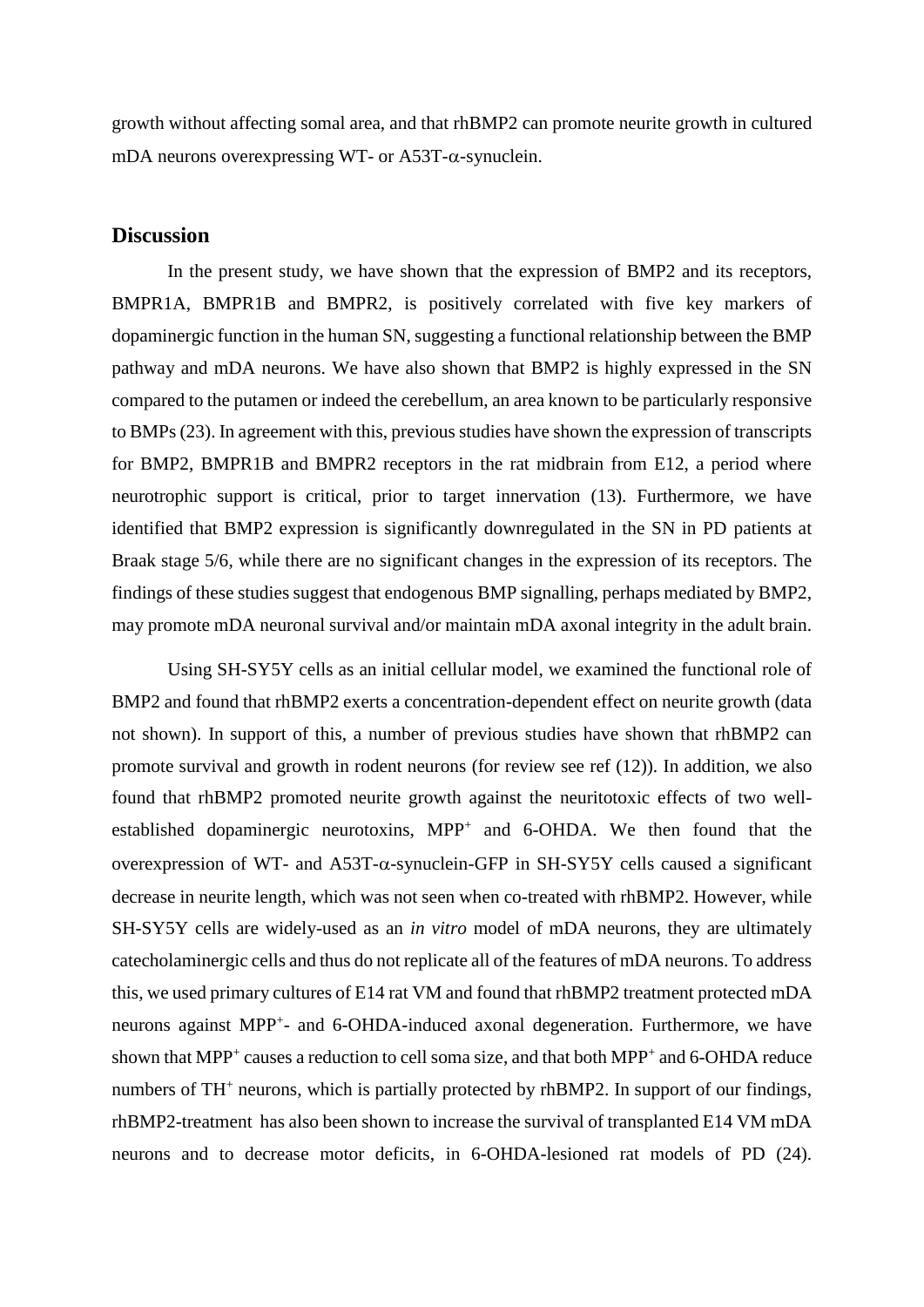growth without affecting somal area, and that rhBMP2 can promote neurite growth in cultured mDA neurons overexpressing WT- or A53T-α-synuclein.

## Discussion

In the present study, we have shown that the expression of BMP2 and its receptors, BMPR1A, BMPR1B and BMPR2, is positively correlated with five key markers of dopaminergic function in the human SN, suggesting a functional relationship between the BMP pathway and mDA neurons. We have also shown that BMP2 is highly expressed in the SN compared to the putamen or indeed the cerebellum, an area known to be particularly responsive to BMPs (23). In agreement with this, previous studies have shown the expression of transcripts for BMP2, BMPR1B and BMPR2 receptors in the rat midbrain from E12, a period where neurotrophic support is critical, prior to target innervation (13). Furthermore, we have identified that BMP2 expression is significantly downregulated in the SN in PD patients at Braak stage 5/6, while there are no significant changes in the expression of its receptors. The findings of these studies suggest that endogenous BMP signalling, perhaps mediated by BMP2, may promote mDA neuronal survival and/or maintain mDA axonal integrity in the adult brain.

Using SH-SY5Y cells as an initial cellular model, we examined the functional role of BMP2 and found that rhBMP2 exerts a concentration-dependent effect on neurite growth (data not shown). In support of this, a number of previous studies have shown that rhBMP2 can promote survival and growth in rodent neurons (for review see ref (12)). In addition, we also found that rhBMP2 promoted neurite growth against the neuritotoxic effects of two well-established dopaminergic neurotoxins, $MPP^+$ and 6-OHDA. We then found that the overexpression of WT- and A53T-α-synuclein-GFP in SH-SY5Y cells caused a significant decrease in neurite length, which was not seen when co-treated with rhBMP2. However, while SH-SY5Y cells are widely-used as an *in vitro* model of mDA neurons, they are ultimately catecholaminergic cells and thus do not replicate all of the features of mDA neurons. To address this, we used primary cultures of E14 rat VM and found that rhBMP2 treatment protected mDA neurons against $MPP^+$- and 6-OHDA-induced axonal degeneration. Furthermore, we have shown that $MPP^+$ causes a reduction to cell soma size, and that both $MPP^+$ and 6-OHDA reduce numbers of $TH^+$ neurons, which is partially protected by rhBMP2. In support of our findings, rhBMP2-treatment has also been shown to increase the survival of transplanted E14 VM mDA neurons and to decrease motor deficits, in 6-OHDA-lesioned rat models of PD (24).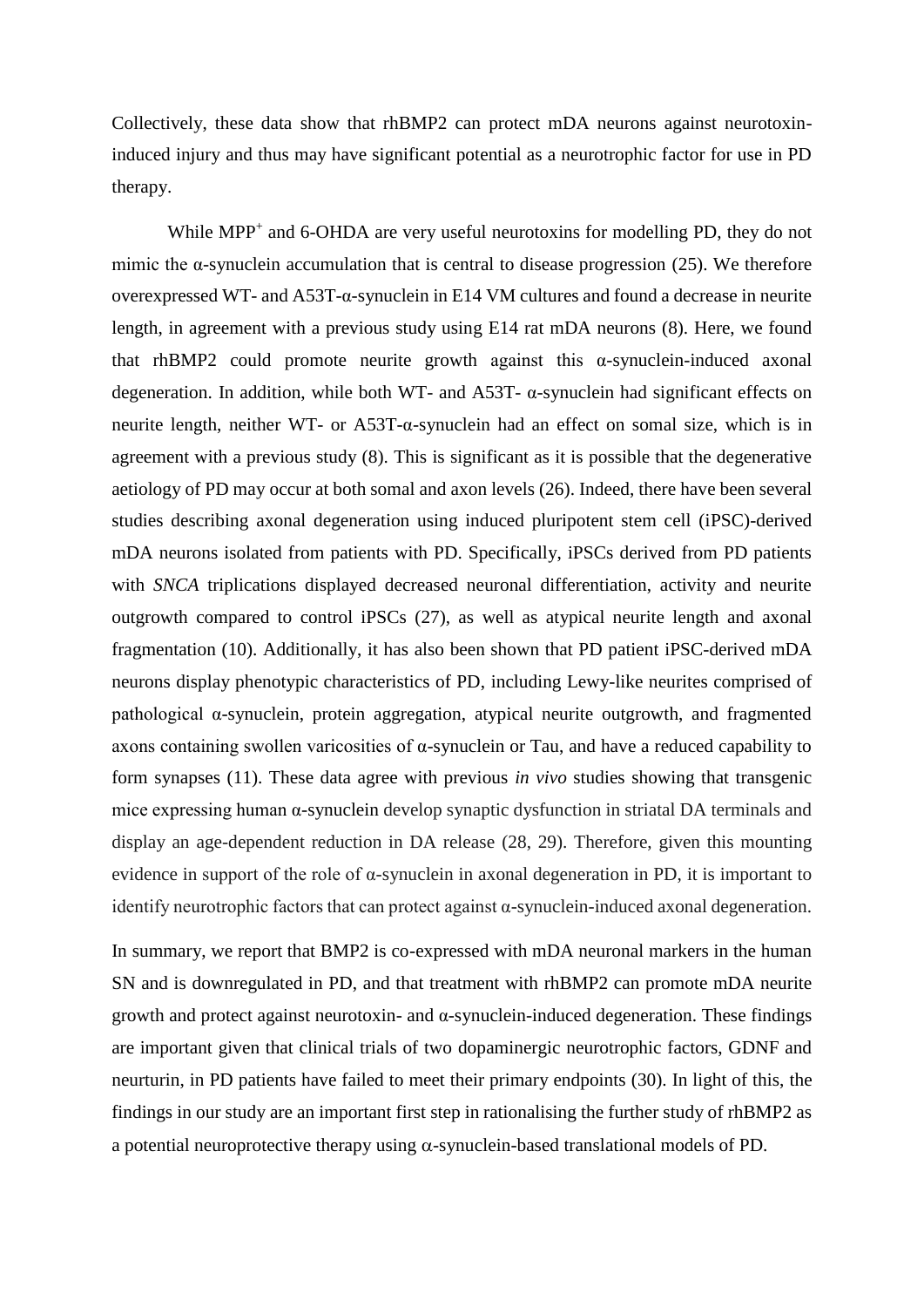Collectively, these data show that rhBMP2 can protect mDA neurons against neurotoxin-induced injury and thus may have significant potential as a neurotrophic factor for use in PD therapy.

While $MPP^+$ and 6-OHDA are very useful neurotoxins for modelling PD, they do not mimic the α-synuclein accumulation that is central to disease progression (25). We therefore overexpressed WT- and A53T-α-synuclein in E14 VM cultures and found a decrease in neurite length, in agreement with a previous study using E14 rat mDA neurons (8). Here, we found that rhBMP2 could promote neurite growth against this α-synuclein-induced axonal degeneration. In addition, while both WT- and A53T- α-synuclein had significant effects on neurite length, neither WT- or A53T-α-synuclein had an effect on somal size, which is in agreement with a previous study (8). This is significant as it is possible that the degenerative aetiology of PD may occur at both somal and axon levels (26). Indeed, there have been several studies describing axonal degeneration using induced pluripotent stem cell (iPSC)-derived mDA neurons isolated from patients with PD. Specifically, iPSCs derived from PD patients with *SNCA* triplications displayed decreased neuronal differentiation, activity and neurite outgrowth compared to control iPSCs (27), as well as atypical neurite length and axonal fragmentation (10). Additionally, it has also been shown that PD patient iPSC-derived mDA neurons display phenotypic characteristics of PD, including Lewy-like neurites comprised of pathological α-synuclein, protein aggregation, atypical neurite outgrowth, and fragmented axons containing swollen varicosities of α-synuclein or Tau, and have a reduced capability to form synapses (11). These data agree with previous *in vivo* studies showing that transgenic mice expressing human α-synuclein develop synaptic dysfunction in striatal DA terminals and display an age-dependent reduction in DA release (28, 29). Therefore, given this mounting evidence in support of the role of α-synuclein in axonal degeneration in PD, it is important to identify neurotrophic factors that can protect against α-synuclein-induced axonal degeneration.

In summary, we report that BMP2 is co-expressed with mDA neuronal markers in the human SN and is downregulated in PD, and that treatment with rhBMP2 can promote mDA neurite growth and protect against neurotoxin- and α-synuclein-induced degeneration. These findings are important given that clinical trials of two dopaminergic neurotrophic factors, GDNF and neurturin, in PD patients have failed to meet their primary endpoints (30). In light of this, the findings in our study are an important first step in rationalising the further study of rhBMP2 as a potential neuroprotective therapy using α-synuclein-based translational models of PD.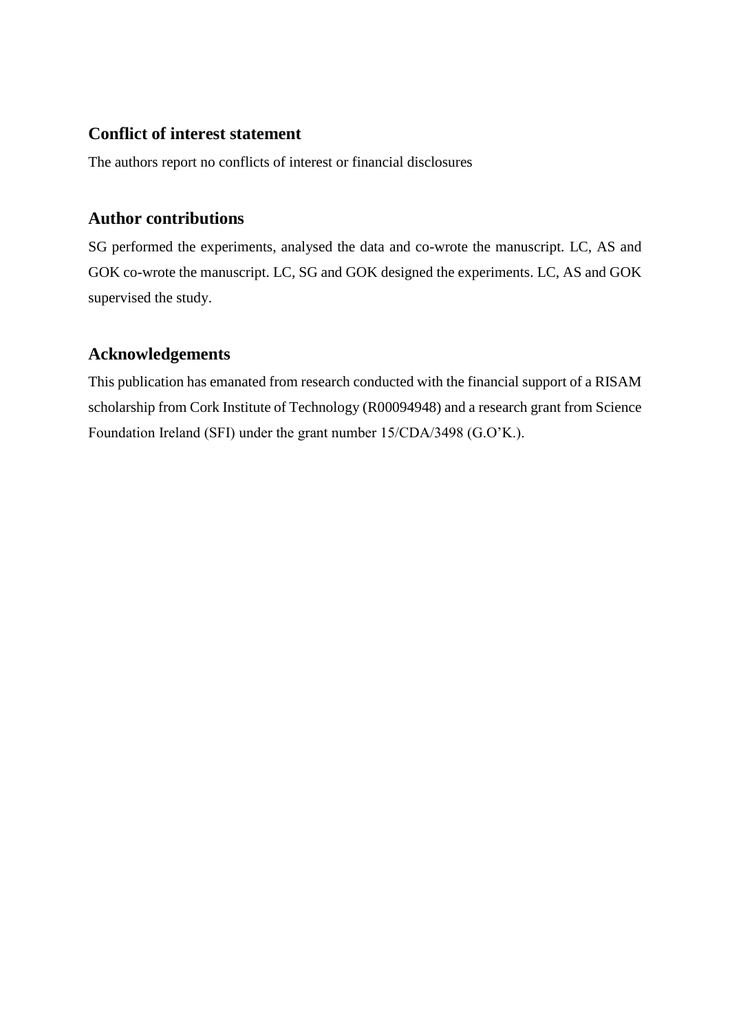## Conflict of interest statement

The authors report no conflicts of interest or financial disclosures

## Author contributions

SG performed the experiments, analysed the data and co-wrote the manuscript. LC, AS and GOK co-wrote the manuscript. LC, SG and GOK designed the experiments. LC, AS and GOK supervised the study.

## Acknowledgements

This publication has emanated from research conducted with the financial support of a RISAM scholarship from Cork Institute of Technology (R00094948) and a research grant from Science Foundation Ireland (SFI) under the grant number 15/CDA/3498 (G.O'K.).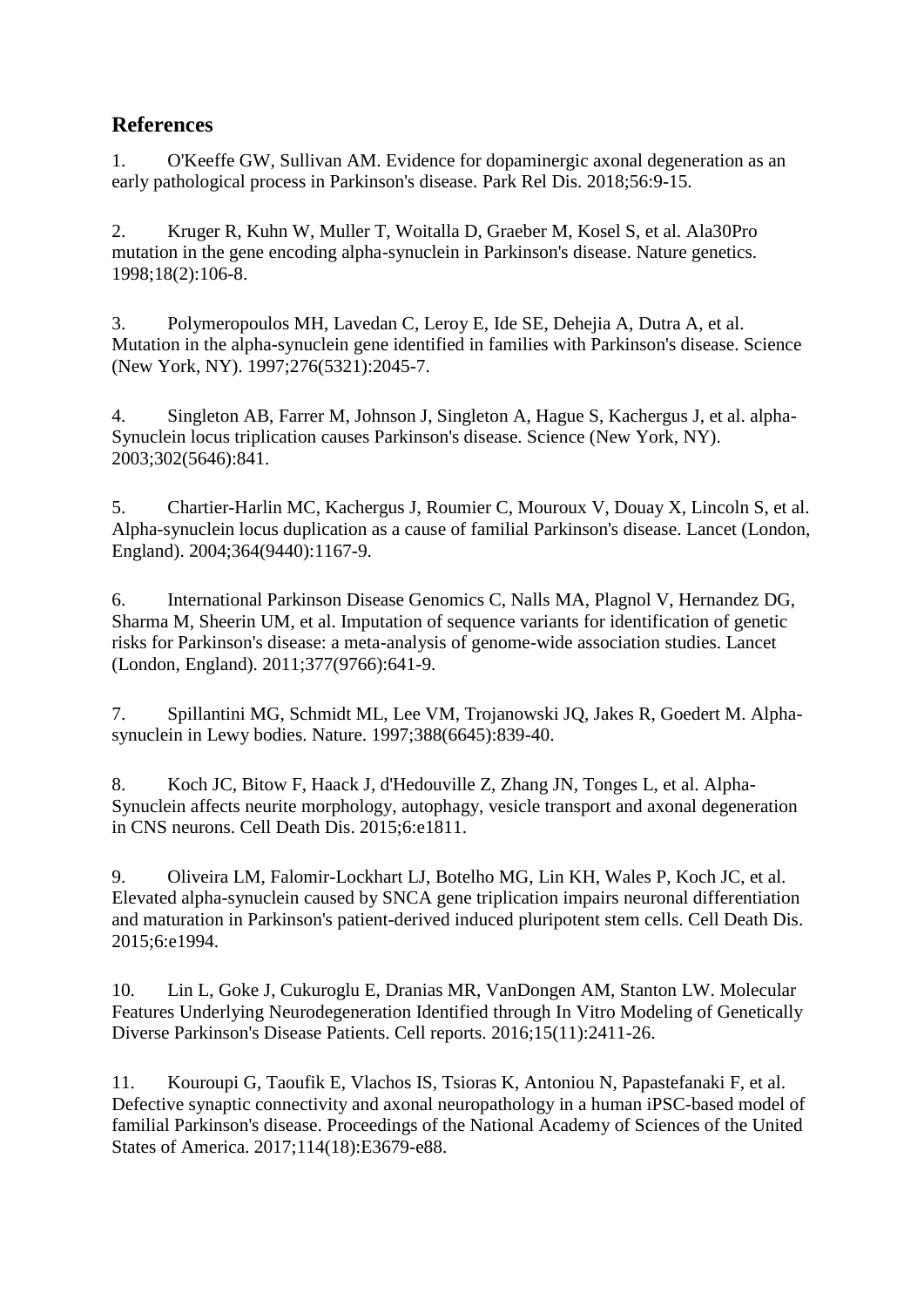## References

1. O'Keeffe GW, Sullivan AM. Evidence for dopaminergic axonal degeneration as an early pathological process in Parkinson's disease. Park Rel Dis. 2018;56:9-15.

2. Kruger R, Kuhn W, Muller T, Woitalla D, Graeber M, Kosel S, et al. Ala30Pro mutation in the gene encoding alpha-synuclein in Parkinson's disease. Nature genetics. 1998;18(2):106-8.

3. Polymeropoulos MH, Lavedan C, Leroy E, Ide SE, Dehejia A, Dutra A, et al. Mutation in the alpha-synuclein gene identified in families with Parkinson's disease. Science (New York, NY). 1997;276(5321):2045-7.

4. Singleton AB, Farrer M, Johnson J, Singleton A, Hague S, Kachergus J, et al. alpha-Synuclein locus triplication causes Parkinson's disease. Science (New York, NY). 2003;302(5646):841.

5. Chartier-Harlin MC, Kachergus J, Roumier C, Mouroux V, Douay X, Lincoln S, et al. Alpha-synuclein locus duplication as a cause of familial Parkinson's disease. Lancet (London, England). 2004;364(9440):1167-9.

6. International Parkinson Disease Genomics C, Nalls MA, Plagnol V, Hernandez DG, Sharma M, Sheerin UM, et al. Imputation of sequence variants for identification of genetic risks for Parkinson's disease: a meta-analysis of genome-wide association studies. Lancet (London, England). 2011;377(9766):641-9.

7. Spillantini MG, Schmidt ML, Lee VM, Trojanowski JQ, Jakes R, Goedert M. Alpha-synuclein in Lewy bodies. Nature. 1997;388(6645):839-40.

8. Koch JC, Bitow F, Haack J, d'Hedouville Z, Zhang JN, Tonges L, et al. Alpha-Synuclein affects neurite morphology, autophagy, vesicle transport and axonal degeneration in CNS neurons. Cell Death Dis. 2015;6:e1811.

9. Oliveira LM, Falomir-Lockhart LJ, Botelho MG, Lin KH, Wales P, Koch JC, et al. Elevated alpha-synuclein caused by SNCA gene triplication impairs neuronal differentiation and maturation in Parkinson's patient-derived induced pluripotent stem cells. Cell Death Dis. 2015;6:e1994.

10. Lin L, Goke J, Cukuroglu E, Dranias MR, VanDongen AM, Stanton LW. Molecular Features Underlying Neurodegeneration Identified through In Vitro Modeling of Genetically Diverse Parkinson's Disease Patients. Cell reports. 2016;15(11):2411-26.

11. Kouroupi G, Taoufik E, Vlachos IS, Tsioras K, Antoniou N, Papastefanaki F, et al. Defective synaptic connectivity and axonal neuropathology in a human iPSC-based model of familial Parkinson's disease. Proceedings of the National Academy of Sciences of the United States of America. 2017;114(18):E3679-e88.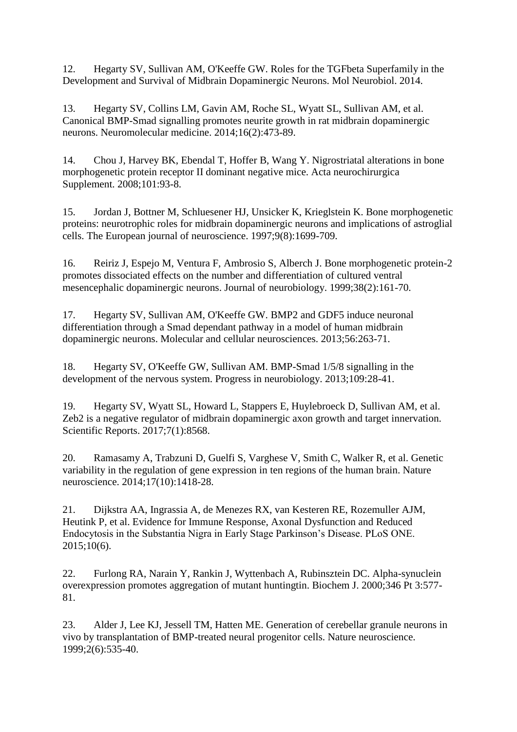12. Hegarty SV, Sullivan AM, O'Keeffe GW. Roles for the TGFbeta Superfamily in the Development and Survival of Midbrain Dopaminergic Neurons. Mol Neurobiol. 2014.

13. Hegarty SV, Collins LM, Gavin AM, Roche SL, Wyatt SL, Sullivan AM, et al. Canonical BMP-Smad signalling promotes neurite growth in rat midbrain dopaminergic neurons. Neuromolecular medicine. 2014;16(2):473-89.

14. Chou J, Harvey BK, Ebendal T, Hoffer B, Wang Y. Nigrostriatal alterations in bone morphogenetic protein receptor II dominant negative mice. Acta neurochirurgica Supplement. 2008;101:93-8.

15. Jordan J, Bottner M, Schluesener HJ, Unsicker K, Krieglstein K. Bone morphogenetic proteins: neurotrophic roles for midbrain dopaminergic neurons and implications of astroglial cells. The European journal of neuroscience. 1997;9(8):1699-709.

16. Reiriz J, Espejo M, Ventura F, Ambrosio S, Alberch J. Bone morphogenetic protein-2 promotes dissociated effects on the number and differentiation of cultured ventral mesencephalic dopaminergic neurons. Journal of neurobiology. 1999;38(2):161-70.

17. Hegarty SV, Sullivan AM, O'Keeffe GW. BMP2 and GDF5 induce neuronal differentiation through a Smad dependant pathway in a model of human midbrain dopaminergic neurons. Molecular and cellular neurosciences. 2013;56:263-71.

18. Hegarty SV, O'Keeffe GW, Sullivan AM. BMP-Smad 1/5/8 signalling in the development of the nervous system. Progress in neurobiology. 2013;109:28-41.

19. Hegarty SV, Wyatt SL, Howard L, Stappers E, Huylebroeck D, Sullivan AM, et al. Zeb2 is a negative regulator of midbrain dopaminergic axon growth and target innervation. Scientific Reports. 2017;7(1):8568.

20. Ramasamy A, Trabzuni D, Guelfi S, Varghese V, Smith C, Walker R, et al. Genetic variability in the regulation of gene expression in ten regions of the human brain. Nature neuroscience. 2014;17(10):1418-28.

21. Dijkstra AA, Ingrassia A, de Menezes RX, van Kesteren RE, Rozemuller AJM, Heutink P, et al. Evidence for Immune Response, Axonal Dysfunction and Reduced Endocytosis in the Substantia Nigra in Early Stage Parkinson's Disease. PLoS ONE. 2015;10(6).

22. Furlong RA, Narain Y, Rankin J, Wyttenbach A, Rubinsztein DC. Alpha-synuclein overexpression promotes aggregation of mutant huntingtin. Biochem J. 2000;346 Pt 3:577-81.

23. Alder J, Lee KJ, Jessell TM, Hatten ME. Generation of cerebellar granule neurons in vivo by transplantation of BMP-treated neural progenitor cells. Nature neuroscience. 1999;2(6):535-40.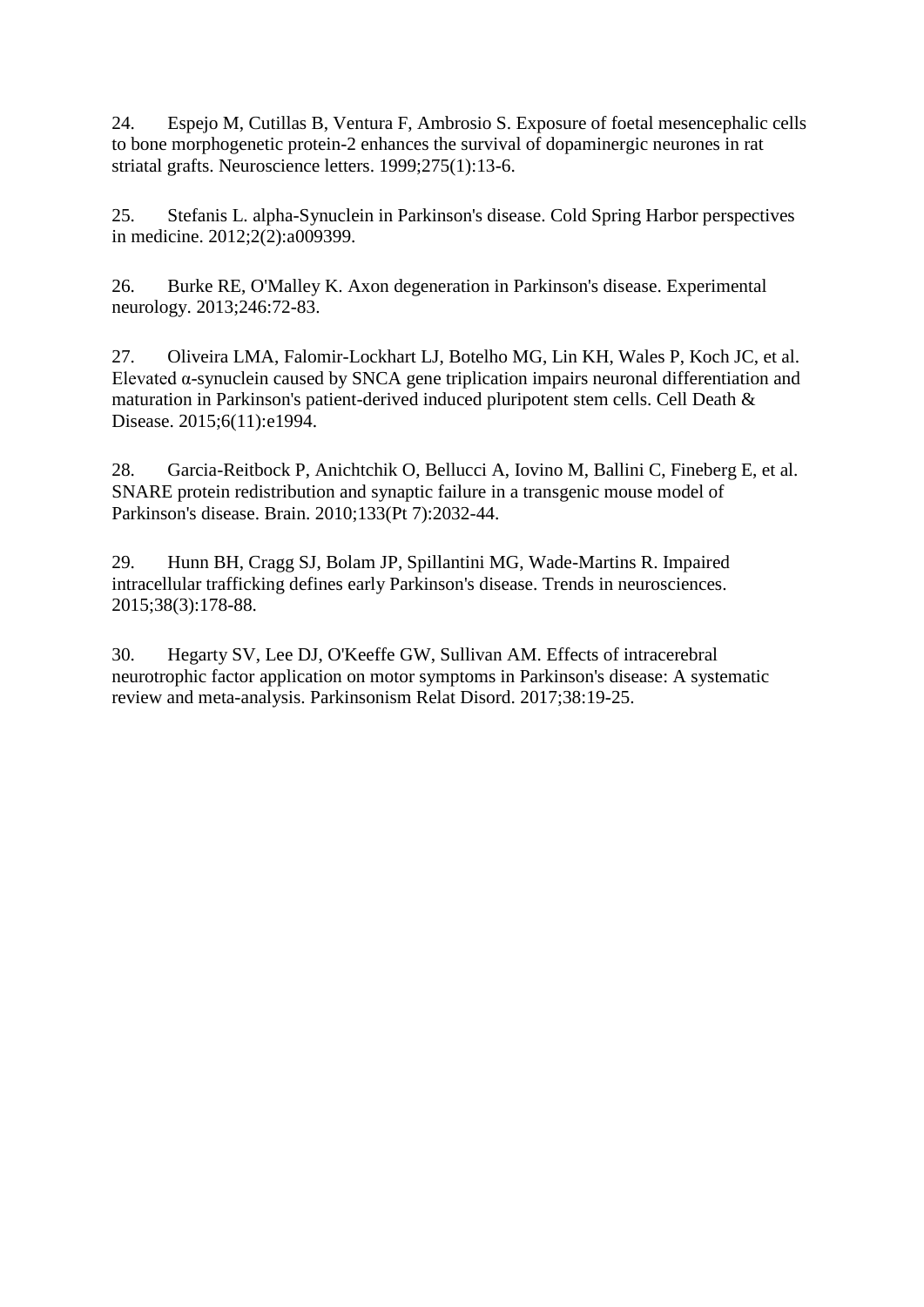24. Espejo M, Cutillas B, Ventura F, Ambrosio S. Exposure of foetal mesencephalic cells to bone morphogenetic protein-2 enhances the survival of dopaminergic neurones in rat striatal grafts. Neuroscience letters. 1999;275(1):13-6.

25. Stefanis L. alpha-Synuclein in Parkinson's disease. Cold Spring Harbor perspectives in medicine. 2012;2(2):a009399.

26. Burke RE, O'Malley K. Axon degeneration in Parkinson's disease. Experimental neurology. 2013;246:72-83.

27. Oliveira LMA, Falomir-Lockhart LJ, Botelho MG, Lin KH, Wales P, Koch JC, et al. Elevated α-synuclein caused by SNCA gene triplication impairs neuronal differentiation and maturation in Parkinson's patient-derived induced pluripotent stem cells. Cell Death & Disease. 2015;6(11):e1994.

28. Garcia-Reitbock P, Anichtchik O, Bellucci A, Iovino M, Ballini C, Fineberg E, et al. SNARE protein redistribution and synaptic failure in a transgenic mouse model of Parkinson's disease. Brain. 2010;133(Pt 7):2032-44.

29. Hunn BH, Cragg SJ, Bolam JP, Spillantini MG, Wade-Martins R. Impaired intracellular trafficking defines early Parkinson's disease. Trends in neurosciences. 2015;38(3):178-88.

30. Hegarty SV, Lee DJ, O'Keeffe GW, Sullivan AM. Effects of intracerebral neurotrophic factor application on motor symptoms in Parkinson's disease: A systematic review and meta-analysis. Parkinsonism Relat Disord. 2017;38:19-25.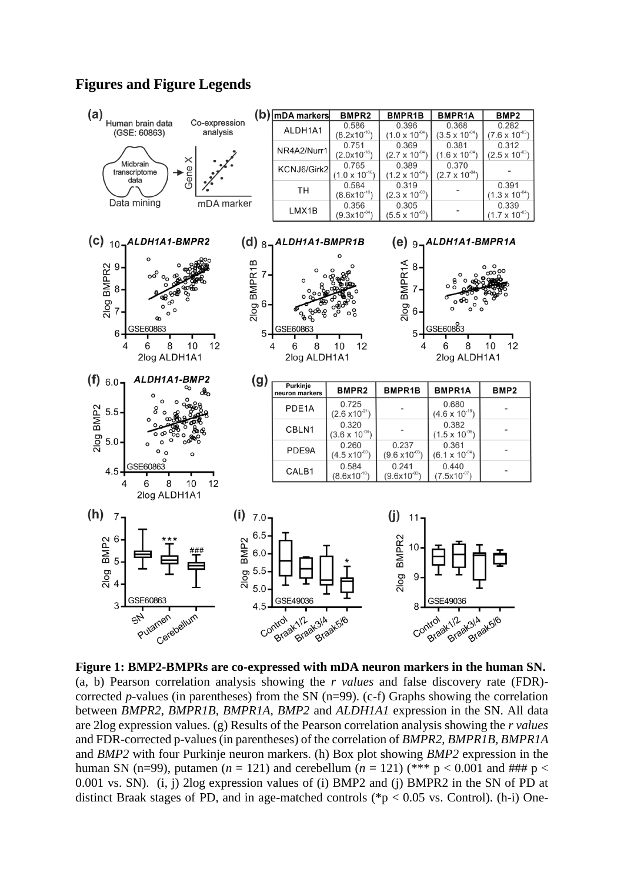## Figures and Figure Legends

(b)

| mDA markers | BMPR2 | BMPR1B | BMPR1A | BMP2 |
|---|---|---|---|---|
| ALDH1A1 | 0.586 ($8.2 \times 10^{-10}$) | 0.396 ($1.0 \times 10^{-04}$) | 0.368 ($3.5 \times 10^{-04}$) | 0.282 ($7.6 \times 10^{-03}$) |
| NR4A2/Nurr1 | 0.751 ($2.0 \times 10^{-18}$) | 0.369 ($2.7 \times 10^{-04}$) | 0.381 ($1.6 \times 10^{-04}$) | 0.312 ($2.5 \times 10^{-03}$) |
| KCNJ6/Girk2 | 0.765 ($1.0 \times 10^{-16}$) | 0.389 ($1.2 \times 10^{-04}$) | 0.370 ($2.7 \times 10^{-04}$) | - |
| TH | 0.584 ($8.6 \times 10^{-10}$) | 0.319 ($2.3 \times 10^{-03}$) | - | 0.391 ($1.3 \times 10^{-04}$) |
| LMX1B | 0.356 ($9.3 \times 10^{-04}$) | 0.305 ($5.5 \times 10^{-03}$) | - | 0.339 ($1.7 \times 10^{-03}$) |

(g)

| Purkinje neuron markers | BMPR2 | BMPR1B | BMPR1A | BMP2 |
|---|---|---|---|---|
| PDE1A | 0.725 ($2.6 \times 10^{-21}$) | - | 0.680 ($4.6 \times 10^{-18}$) | - |
| CBLN1 | 0.320 ($3.6 \times 10^{-04}$) | - | 0.382 ($1.5 \times 10^{-05}$) | - |
| PDE9A | 0.260 ($4.5 \times 10^{-03}$) | 0.237 ($9.6 \times 10^{-03}$) | 0.361 ($6.1 \times 10^{-04}$) | - |
| CALB1 | 0.584 ($8.6 \times 10^{-10}$) | 0.241 ($9.6 \times 10^{-03}$) | 0.440 ($7.5 \times 10^{-07}$) | - |

**Figure 1: BMP2-BMPRs are co-expressed with mDA neuron markers in the human SN.** (a, b) Pearson correlation analysis showing the *r values* and false discovery rate (FDR)-corrected *p*-values (in parentheses) from the SN (n=99). (c-f) Graphs showing the correlation between *BMPR2*, *BMPR1B*, *BMPR1A*, *BMP2* and *ALDH1A1* expression in the SN. All data are 2log expression values. (g) Results of the Pearson correlation analysis showing the *r values* and FDR-corrected p-values (in parentheses) of the correlation of *BMPR2*, *BMPR1B*, *BMPR1A* and *BMP2* with four Purkinje neuron markers. (h) Box plot showing *BMP2* expression in the human SN (n=99), putamen ($n$ = 121) and cerebellum ($n$ = 121) (*** $p < 0.001$ and ### $p < 0.001$ vs. SN). (i, j) 2log expression values of (i) BMP2 and (j) BMPR2 in the SN of PD at distinct Braak stages of PD, and in age-matched controls (*$p < 0.05$ vs. Control). (h-i) One-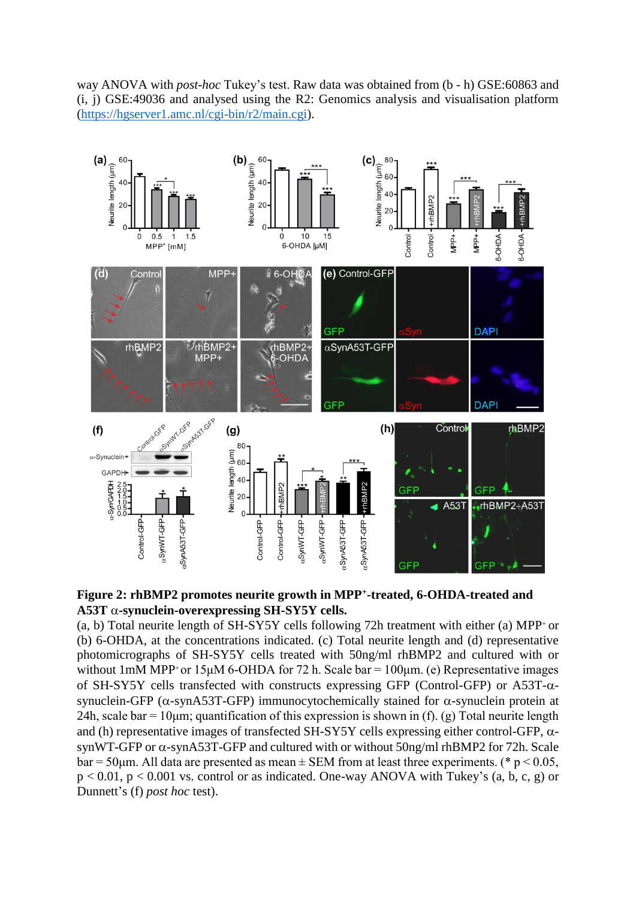way ANOVA with *post-hoc* Tukey's test. Raw data was obtained from (b - h) GSE:60863 and (i, j) GSE:49036 and analysed using the R2: Genomics analysis and visualisation platform (https://hgserver1.amc.nl/cgi-bin/r2/main.cgi).

**Figure 2: rhBMP2 promotes neurite growth in MPP$^+$-treated, 6-OHDA-treated and A53T α-synuclein-overexpressing SH-SY5Y cells.**
(a, b) Total neurite length of SH-SY5Y cells following 72h treatment with either (a) MPP$^+$ or (b) 6-OHDA, at the concentrations indicated. (c) Total neurite length and (d) representative photomicrographs of SH-SY5Y cells treated with 50ng/ml rhBMP2 and cultured with or without 1mM MPP$^+$ or 15μM 6-OHDA for 72 h. Scale bar = 100μm. (e) Representative images of SH-SY5Y cells transfected with constructs expressing GFP (Control-GFP) or A53T-α-synuclein-GFP (α-synA53T-GFP) immunocytochemically stained for α-synuclein protein at 24h, scale bar = 10μm; quantification of this expression is shown in (f). (g) Total neurite length and (h) representative images of transfected SH-SY5Y cells expressing either control-GFP, α-synWT-GFP or α-synA53T-GFP and cultured with or without 50ng/ml rhBMP2 for 72h. Scale bar = 50μm. All data are presented as mean ± SEM from at least three experiments. (* $p < 0.05$, $p < 0.01$, $p < 0.001$ vs. control or as indicated. One-way ANOVA with Tukey's (a, b, c, g) or Dunnett's (f) *post hoc* test).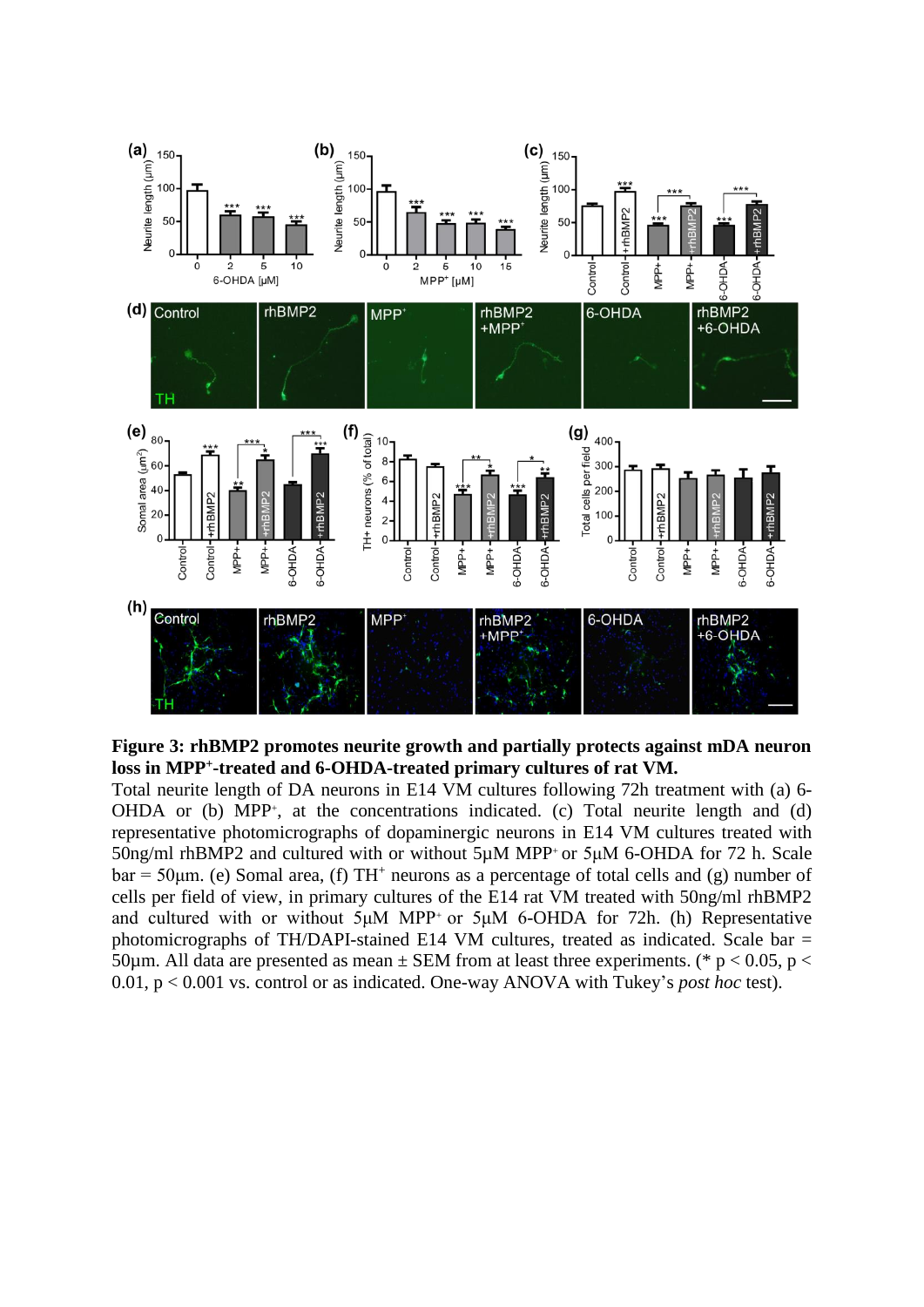**Figure 3: rhBMP2 promotes neurite growth and partially protects against mDA neuron loss in MPP$^+$-treated and 6-OHDA-treated primary cultures of rat VM.**

Total neurite length of DA neurons in E14 VM cultures following 72h treatment with (a) 6-OHDA or (b) MPP$^+$, at the concentrations indicated. (c) Total neurite length and (d) representative photomicrographs of dopaminergic neurons in E14 VM cultures treated with 50ng/ml rhBMP2 and cultured with or without 5µM MPP$^+$ or 5µM 6-OHDA for 72 h. Scale bar = 50µm. (e) Somal area, (f) TH$^+$ neurons as a percentage of total cells and (g) number of cells per field of view, in primary cultures of the E14 rat VM treated with 50ng/ml rhBMP2 and cultured with or without 5µM MPP$^+$ or 5µM 6-OHDA for 72h. (h) Representative photomicrographs of TH/DAPI-stained E14 VM cultures, treated as indicated. Scale bar = 50µm. All data are presented as mean ± SEM from at least three experiments. (* $p < 0.05$, $p < 0.01$, $p < 0.001$ vs. control or as indicated. One-way ANOVA with Tukey's *post hoc* test).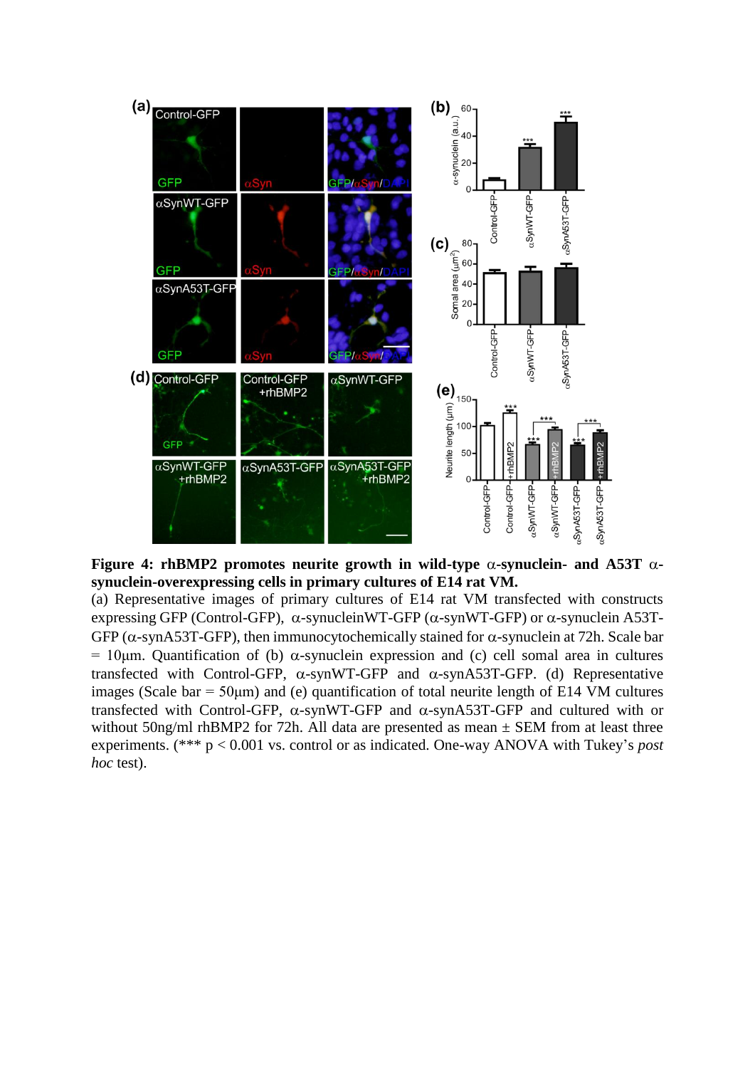(a) Control-GFP

GFP

αSyn

GFP/αSyn/DAPI

αSynWT-GFP

GFP

αSyn

GFP/αSyn/DAPI

αSynA53T-GFP

GFP

αSyn

GFP/αSyn/DAPI

(b)

α-synuclein (a.u.)

60

40

20

0

***

***

Control-GFP

αSynWT-GFP

αSynA53T-GFP

(c)

Somal area (μm²)

80

60

40

20

0

Control-GFP

αSynWT-GFP

αSynA53T-GFP

(d) Control-GFP

GFP

Control-GFP +rhBMP2

αSynWT-GFP

αSynWT-GFP +rhBMP2

αSynA53T-GFP

αSynA53T-GFP +rhBMP2

(e)

Neurite length (μm)

150

100

50

0

***

***

***

***

***

Control-GFP

Control-GFP +rhBMP2

αSynWT-GFP

αSynWT-GFP +rhBMP2

αSynA53T-GFP

αSynA53T-GFP +rhBMP2

**Figure 4: rhBMP2 promotes neurite growth in wild-type α-synuclein- and A53T α-synuclein-overexpressing cells in primary cultures of E14 rat VM.**
(a) Representative images of primary cultures of E14 rat VM transfected with constructs expressing GFP (Control-GFP), α-synucleinWT-GFP (α-synWT-GFP) or α-synuclein A53T-GFP (α-synA53T-GFP), then immunocytochemically stained for α-synuclein at 72h. Scale bar = 10μm. Quantification of (b) α-synuclein expression and (c) cell somal area in cultures transfected with Control-GFP, α-synWT-GFP and α-synA53T-GFP. (d) Representative images (Scale bar = 50μm) and (e) quantification of total neurite length of E14 VM cultures transfected with Control-GFP, α-synWT-GFP and α-synA53T-GFP and cultured with or without 50ng/ml rhBMP2 for 72h. All data are presented as mean ± SEM from at least three experiments. (*** $p < 0.001$ vs. control or as indicated. One-way ANOVA with Tukey's *post hoc* test).